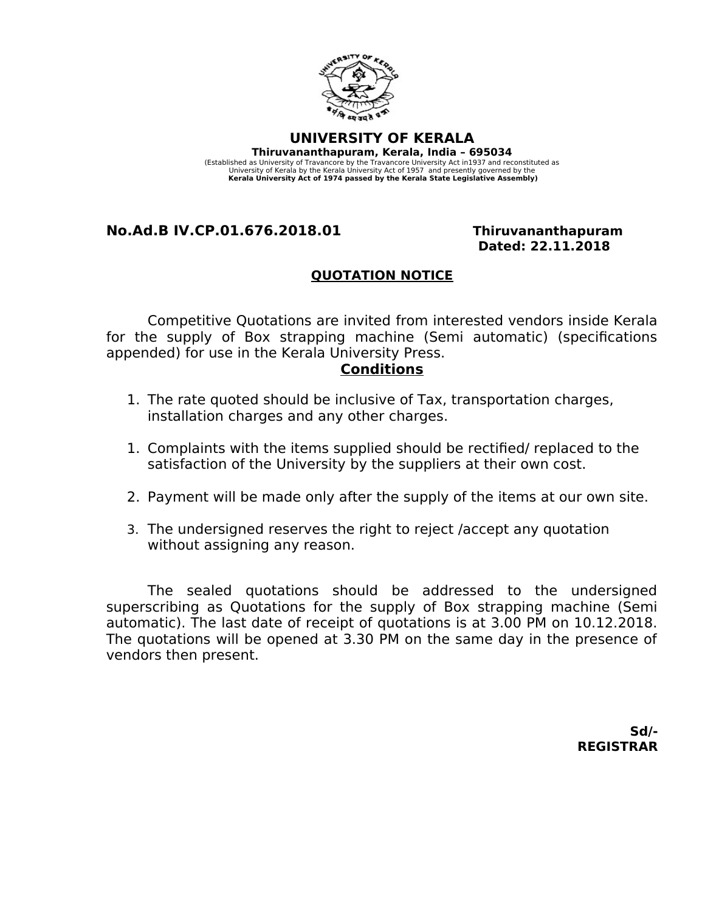# UNIVERSITY OF KERALA

**Thiruvananthapuram, Kerala, India – 695034**

(Established as University of Travancore by the Travancore University Act in1937 and reconstituted as University of Kerala by the Kerala University Act of 1957 and presently governed by the **Kerala University Act of 1974 passed by the Kerala State Legislative Assembly)**

**No.Ad.B IV.CP.01.676.2018.01** **Thiruvananthapuram**
**Dated: 22.11.2018**

## <u>QUOTATION NOTICE</u>

Competitive Quotations are invited from interested vendors inside Kerala for the supply of Box strapping machine (Semi automatic) (specifications appended) for use in the Kerala University Press.

### <u>Conditions</u>

1. The rate quoted should be inclusive of Tax, transportation charges, installation charges and any other charges.

1. Complaints with the items supplied should be rectified/ replaced to the satisfaction of the University by the suppliers at their own cost.

2. Payment will be made only after the supply of the items at our own site.

3. The undersigned reserves the right to reject /accept any quotation without assigning any reason.

The sealed quotations should be addressed to the undersigned superscribing as Quotations for the supply of Box strapping machine (Semi automatic). The last date of receipt of quotations is at 3.00 PM on 10.12.2018. The quotations will be opened at 3.30 PM on the same day in the presence of vendors then present.

**Sd/-**
**REGISTRAR**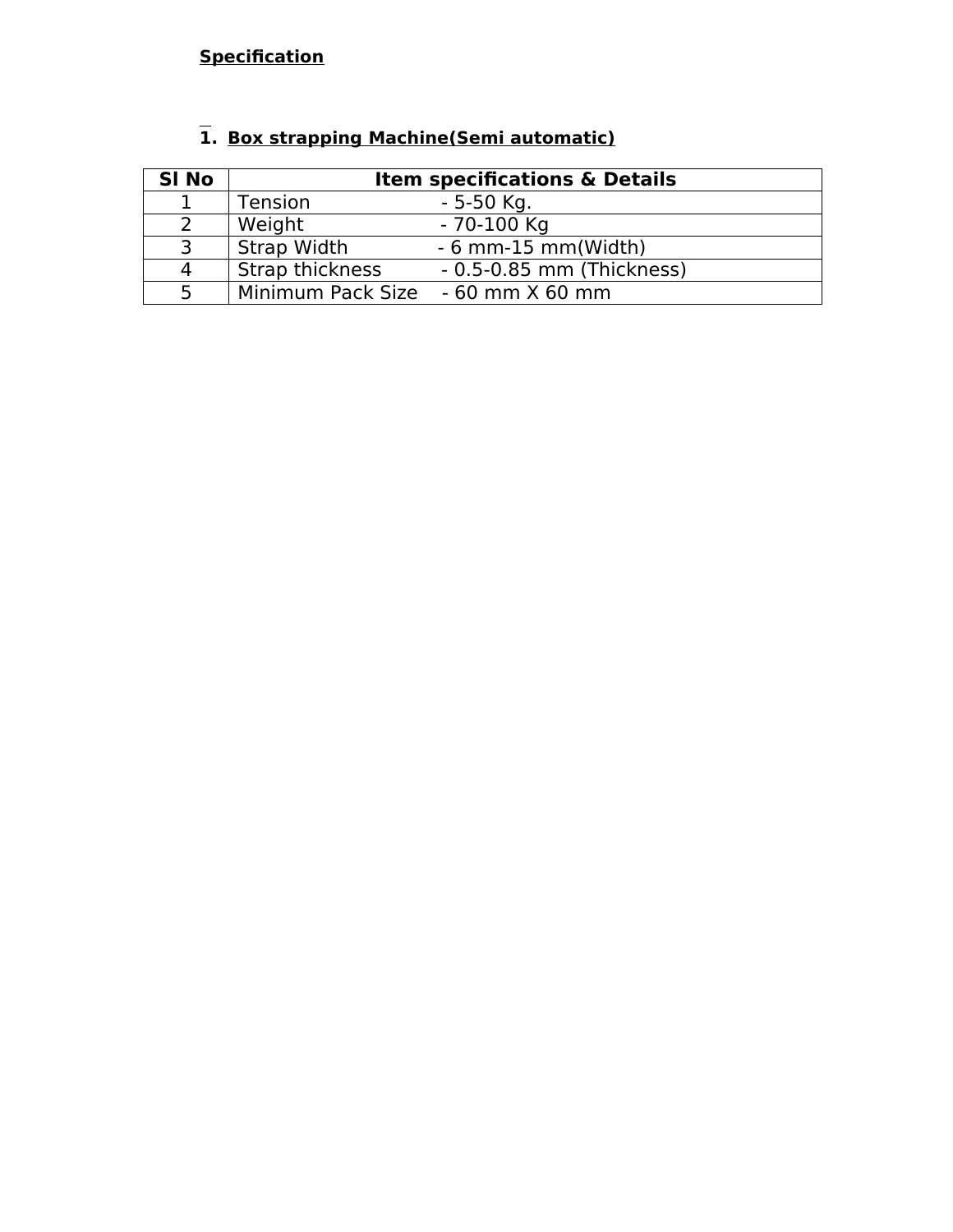**Specification**

**1. Box strapping Machine(Semi automatic)**

| Sl No | Item specifications & Details |
|---|---|
| 1 | Tension - 5-50 Kg. |
| 2 | Weight - 70-100 Kg |
| 3 | Strap Width - 6 mm-15 mm(Width) |
| 4 | Strap thickness - 0.5-0.85 mm (Thickness) |
| 5 | Minimum Pack Size - 60 mm X 60 mm |